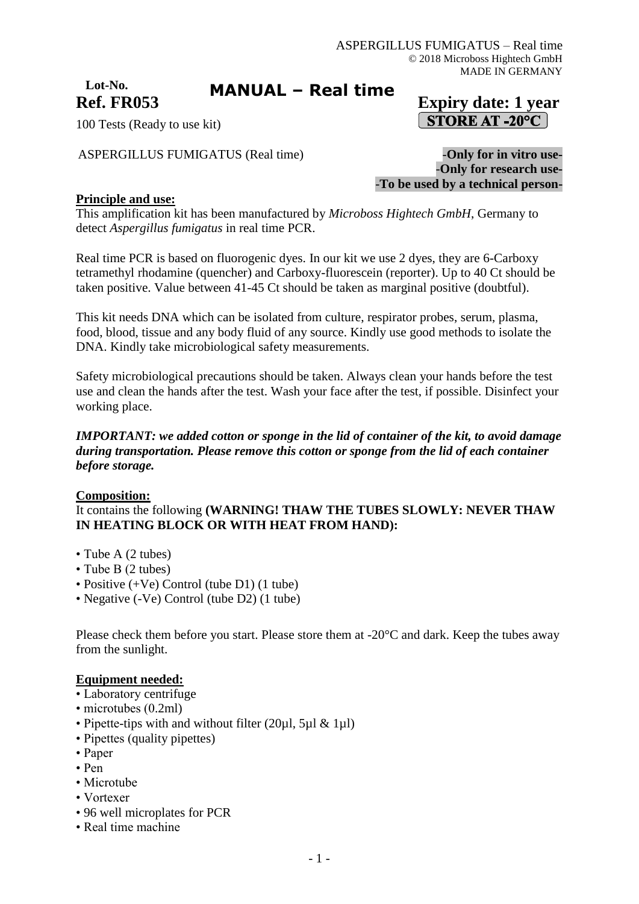ASPERGILLUS FUMIGATUS – Real time
© 2018 Microboss Hightech GmbH
MADE IN GERMANY

**Lot-No.**

# MANUAL – Real time

**Ref. FR053**

**Expiry date: 1 year**

**STORE AT -20°C**

100 Tests (Ready to use kit)

ASPERGILLUS FUMIGATUS (Real time)

**-Only for in vitro use-**
**-Only for research use-**
**-To be used by a technical person-**

**Principle and use:**

This amplification kit has been manufactured by *Microboss Hightech GmbH*, Germany to detect *Aspergillus fumigatus* in real time PCR.

Real time PCR is based on fluorogenic dyes. In our kit we use 2 dyes, they are 6-Carboxy tetramethyl rhodamine (quencher) and Carboxy-fluorescein (reporter). Up to 40 Ct should be taken positive. Value between 41-45 Ct should be taken as marginal positive (doubtful).

This kit needs DNA which can be isolated from culture, respirator probes, serum, plasma, food, blood, tissue and any body fluid of any source. Kindly use good methods to isolate the DNA. Kindly take microbiological safety measurements.

Safety microbiological precautions should be taken. Always clean your hands before the test use and clean the hands after the test. Wash your face after the test, if possible. Disinfect your working place.

***IMPORTANT: we added cotton or sponge in the lid of container of the kit, to avoid damage during transportation. Please remove this cotton or sponge from the lid of each container before storage.***

**Composition:**

It contains the following **(WARNING! THAW THE TUBES SLOWLY: NEVER THAW IN HEATING BLOCK OR WITH HEAT FROM HAND):**

- Tube A (2 tubes)
- Tube B (2 tubes)
- Positive (+Ve) Control (tube D1) (1 tube)
- Negative (-Ve) Control (tube D2) (1 tube)

Please check them before you start. Please store them at -20°C and dark. Keep the tubes away from the sunlight.

**Equipment needed:**

- Laboratory centrifuge
- microtubes (0.2ml)
- Pipette-tips with and without filter (20µl, 5µl & 1µl)
- Pipettes (quality pipettes)
- Paper
- Pen
- Microtube
- Vortexer
- 96 well microplates for PCR
- Real time machine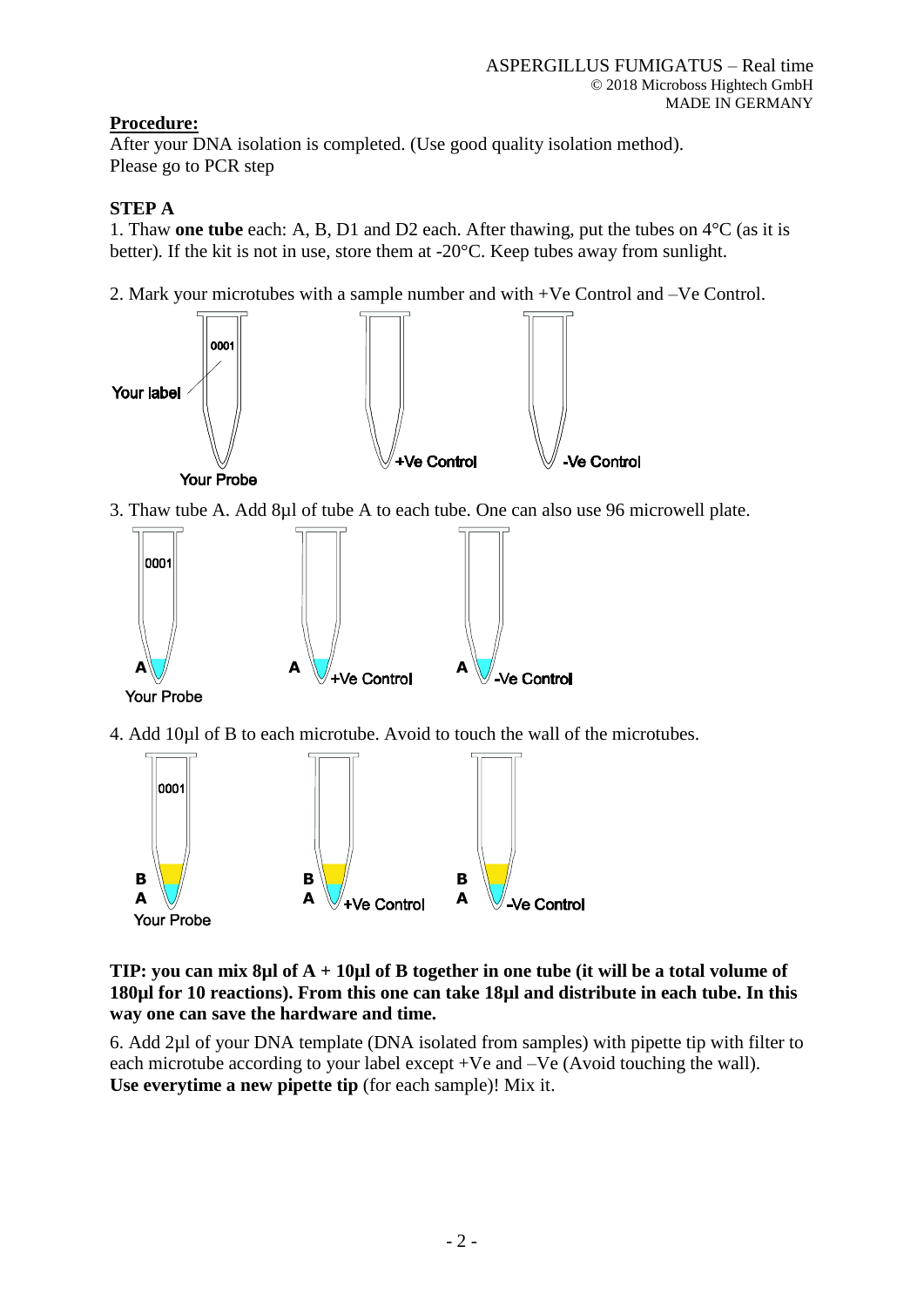**Procedure:**

After your DNA isolation is completed. (Use good quality isolation method).
Please go to PCR step

**STEP A**

1. Thaw **one tube** each: A, B, D1 and D2 each. After thawing, put the tubes on 4°C (as it is better). If the kit is not in use, store them at -20°C. Keep tubes away from sunlight.

2. Mark your microtubes with a sample number and with +Ve Control and –Ve Control.

3. Thaw tube A. Add 8µl of tube A to each tube. One can also use 96 microwell plate.

4. Add 10µl of B to each microtube. Avoid to touch the wall of the microtubes.

**TIP: you can mix 8µl of A + 10µl of B together in one tube (it will be a total volume of 180µl for 10 reactions). From this one can take 18µl and distribute in each tube. In this way one can save the hardware and time.**

6. Add 2µl of your DNA template (DNA isolated from samples) with pipette tip with filter to each microtube according to your label except +Ve and –Ve (Avoid touching the wall). **Use everytime a new pipette tip** (for each sample)! Mix it.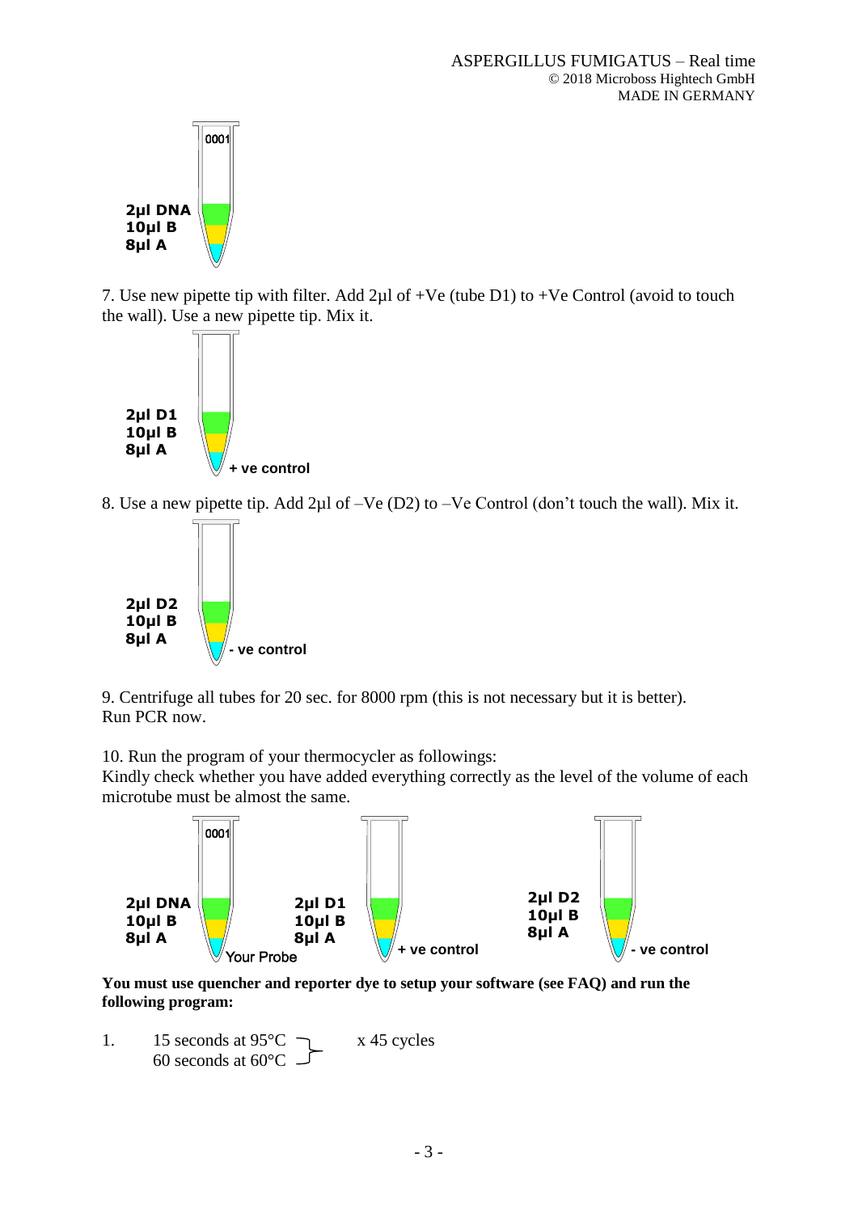0001

2µl DNA
10µl B
8µl A

7. Use new pipette tip with filter. Add 2µl of +Ve (tube D1) to +Ve Control (avoid to touch the wall). Use a new pipette tip. Mix it.

2µl D1
10µl B
8µl A
+ ve control

8. Use a new pipette tip. Add 2µl of –Ve (D2) to –Ve Control (don't touch the wall). Mix it.

2µl D2
10µl B
8µl A
- ve control

9. Centrifuge all tubes for 20 sec. for 8000 rpm (this is not necessary but it is better).
Run PCR now.

10. Run the program of your thermocycler as followings:
Kindly check whether you have added everything correctly as the level of the volume of each microtube must be almost the same.

0001

2µl DNA
10µl B
8µl A
Your Probe

2µl D1
10µl B
8µl A
+ ve control

2µl D2
10µl B
8µl A
- ve control

**You must use quencher and reporter dye to setup your software (see FAQ) and run the following program:**

1. 15 seconds at 95°C
   60 seconds at 60°C
   x 45 cycles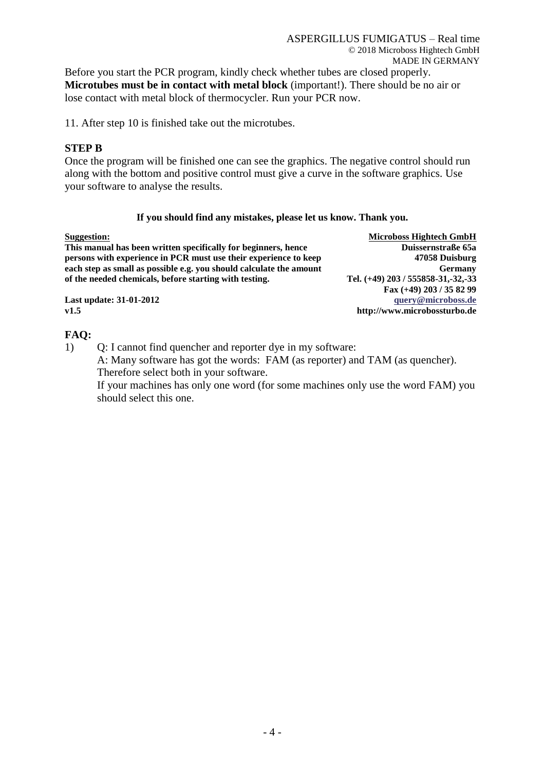Before you start the PCR program, kindly check whether tubes are closed properly. **Microtubes must be in contact with metal block** (important!). There should be no air or lose contact with metal block of thermocycler. Run your PCR now.

11. After step 10 is finished take out the microtubes.

### STEP B

Once the program will be finished one can see the graphics. The negative control should run along with the bottom and positive control must give a curve in the software graphics. Use your software to analyse the results.

**If you should find any mistakes, please let us know. Thank you.**

**Suggestion:**
**This manual has been written specifically for beginners, hence persons with experience in PCR must use their experience to keep each step as small as possible e.g. you should calculate the amount of the needed chemicals, before starting with testing.**

**Last update: 31-01-2012**
**v1.5**

**Microboss Hightech GmbH**
**Duissernstraße 65a**
**47058 Duisburg**
**Germany**
**Tel. (+49) 203 / 555858-31,-32,-33**
**Fax (+49) 203 / 35 82 99**
**query@microboss.de**
**http://www.microbossturbo.de**

### FAQ:

1) Q: I cannot find quencher and reporter dye in my software:
   A: Many software has got the words: FAM (as reporter) and TAM (as quencher). Therefore select both in your software.
   If your machines has only one word (for some machines only use the word FAM) you should select this one.